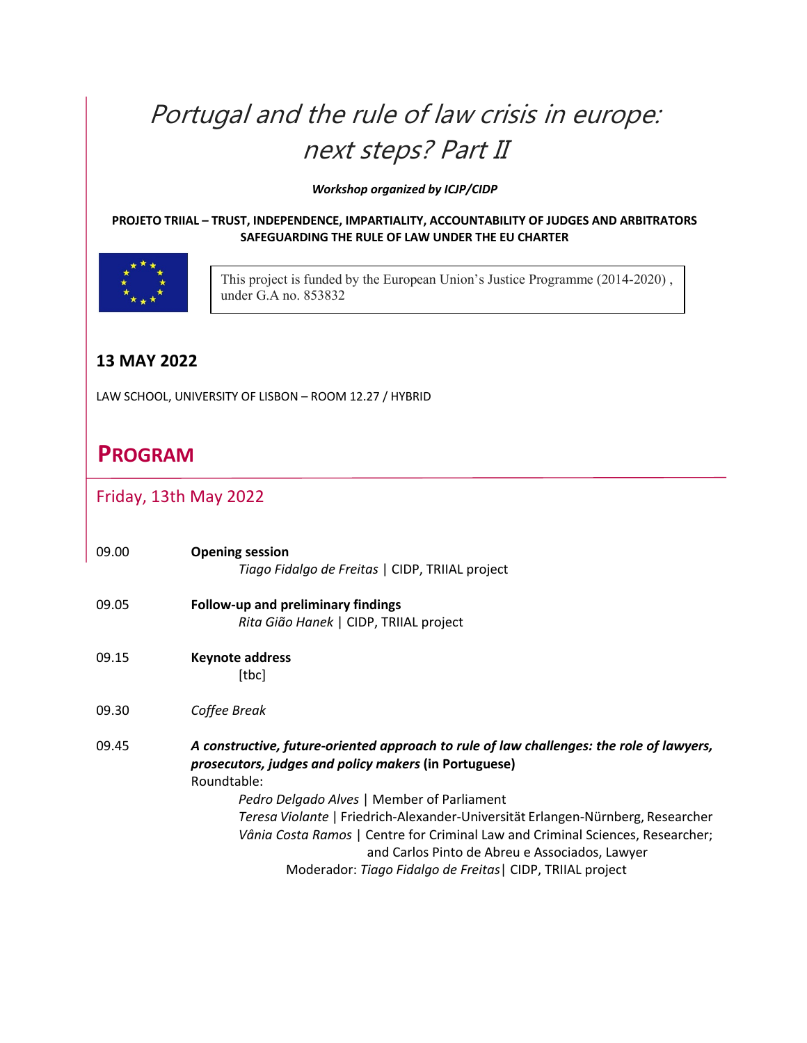# *Portugal and the rule of law crisis in europe: next steps? Part II*

***Workshop organized by ICJP/CIDP***

**PROJETO TRIIAL – TRUST, INDEPENDENCE, IMPARTIALITY, ACCOUNTABILITY OF JUDGES AND ARBITRATORS SAFEGUARDING THE RULE OF LAW UNDER THE EU CHARTER**

This project is funded by the European Union's Justice Programme (2014-2020) , under G.A no. 853832

## 13 MAY 2022

LAW SCHOOL, UNIVERSITY OF LISBON – ROOM 12.27 / HYBRID

# PROGRAM

## Friday, 13th May 2022

09.00 **Opening session**
*Tiago Fidalgo de Freitas* | CIDP, TRIIAL project

09.05 **Follow-up and preliminary findings**
*Rita Gião Hanek* | CIDP, TRIIAL project

09.15 **Keynote address**
[tbc]

09.30 *Coffee Break*

09.45 ***A constructive, future-oriented approach to rule of law challenges: the role of lawyers, prosecutors, judges and policy makers* (in Portuguese)**
Roundtable:
*Pedro Delgado Alves* | Member of Parliament
*Teresa Violante* | Friedrich-Alexander-Universität Erlangen-Nürnberg, Researcher
*Vânia Costa Ramos* | Centre for Criminal Law and Criminal Sciences, Researcher; and Carlos Pinto de Abreu e Associados, Lawyer
Moderador: *Tiago Fidalgo de Freitas*| CIDP, TRIIAL project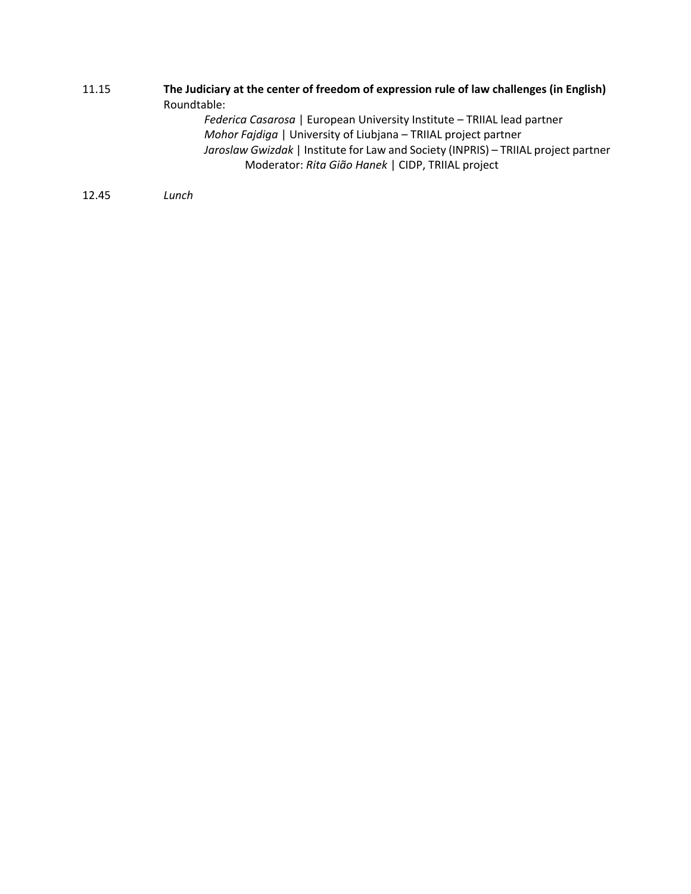11.15 **The Judiciary at the center of freedom of expression rule of law challenges (in English)**

Roundtable:

*Federica Casarosa* | European University Institute – TRIIAL lead partner

*Mohor Fajdiga* | University of Liubjana – TRIIAL project partner

*Jaroslaw Gwizdak* | Institute for Law and Society (INPRIS) – TRIIAL project partner

Moderator: *Rita Gião Hanek* | CIDP, TRIIAL project

12.45 *Lunch*